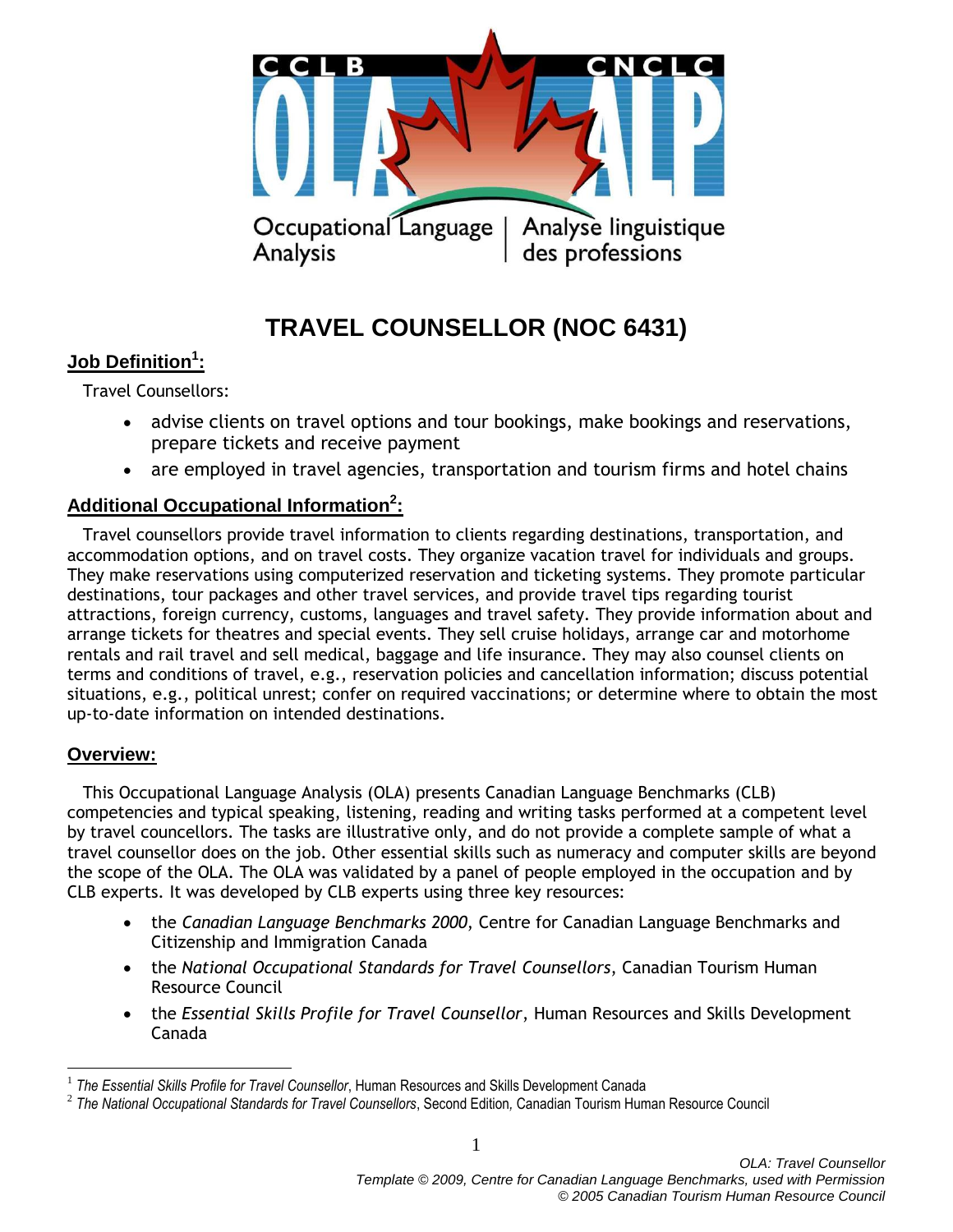CCLB CNCLC

OLA ALP

Occupational Language Analysis | Analyse linguistique des professions

# TRAVEL COUNSELLOR (NOC 6431)

## Job Definition[1]:

Travel Counsellors:

- advise clients on travel options and tour bookings, make bookings and reservations, prepare tickets and receive payment
- are employed in travel agencies, transportation and tourism firms and hotel chains

## Additional Occupational Information[2]:

Travel counsellors provide travel information to clients regarding destinations, transportation, and accommodation options, and on travel costs. They organize vacation travel for individuals and groups. They make reservations using computerized reservation and ticketing systems. They promote particular destinations, tour packages and other travel services, and provide travel tips regarding tourist attractions, foreign currency, customs, languages and travel safety. They provide information about and arrange tickets for theatres and special events. They sell cruise holidays, arrange car and motorhome rentals and rail travel and sell medical, baggage and life insurance. They may also counsel clients on terms and conditions of travel, e.g., reservation policies and cancellation information; discuss potential situations, e.g., political unrest; confer on required vaccinations; or determine where to obtain the most up-to-date information on intended destinations.

## Overview:

This Occupational Language Analysis (OLA) presents Canadian Language Benchmarks (CLB) competencies and typical speaking, listening, reading and writing tasks performed at a competent level by travel councellors. The tasks are illustrative only, and do not provide a complete sample of what a travel counsellor does on the job. Other essential skills such as numeracy and computer skills are beyond the scope of the OLA. The OLA was validated by a panel of people employed in the occupation and by CLB experts. It was developed by CLB experts using three key resources:

- the *Canadian Language Benchmarks 2000*, Centre for Canadian Language Benchmarks and Citizenship and Immigration Canada
- the *National Occupational Standards for Travel Counsellors*, Canadian Tourism Human Resource Council
- the *Essential Skills Profile for Travel Counsellor*, Human Resources and Skills Development Canada

---

[1] *The Essential Skills Profile for Travel Counsellor*, Human Resources and Skills Development Canada

[2] *The National Occupational Standards for Travel Counsellors*, Second Edition, Canadian Tourism Human Resource Council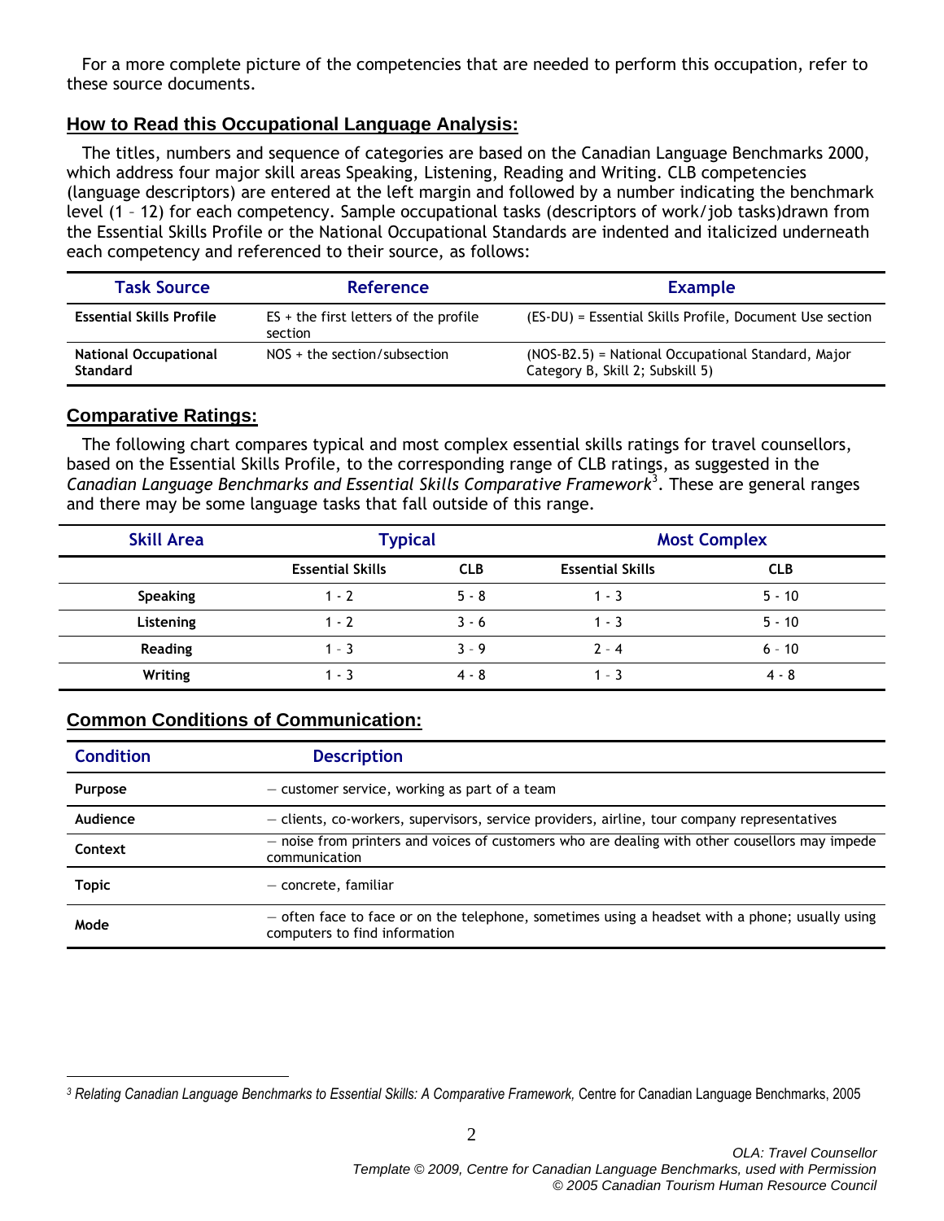For a more complete picture of the competencies that are needed to perform this occupation, refer to these source documents.

## How to Read this Occupational Language Analysis:

The titles, numbers and sequence of categories are based on the Canadian Language Benchmarks 2000, which address four major skill areas Speaking, Listening, Reading and Writing. CLB competencies (language descriptors) are entered at the left margin and followed by a number indicating the benchmark level (1 – 12) for each competency. Sample occupational tasks (descriptors of work/job tasks)drawn from the Essential Skills Profile or the National Occupational Standards are indented and italicized underneath each competency and referenced to their source, as follows:

| Task Source | Reference | Example |
|---|---|---|
| **Essential Skills Profile** | ES + the first letters of the profile section | (ES-DU) = Essential Skills Profile, Document Use section |
| **National Occupational Standard** | NOS + the section/subsection | (NOS-B2.5) = National Occupational Standard, Major Category B, Skill 2; Subskill 5) |

## Comparative Ratings:

The following chart compares typical and most complex essential skills ratings for travel counsellors, based on the Essential Skills Profile, to the corresponding range of CLB ratings, as suggested in the *Canadian Language Benchmarks and Essential Skills Comparative Framework*[3]. These are general ranges and there may be some language tasks that fall outside of this range.

| Skill Area | Typical | | Most Complex | |
|---|---|---|---|---|
| | **Essential Skills** | **CLB** | **Essential Skills** | **CLB** |
| **Speaking** | 1 - 2 | 5 - 8 | 1 - 3 | 5 - 10 |
| **Listening** | 1 - 2 | 3 - 6 | 1 - 3 | 5 - 10 |
| **Reading** | 1 – 3 | 3 - 9 | 2 – 4 | 6 - 10 |
| **Writing** | 1 - 3 | 4 - 8 | 1 – 3 | 4 - 8 |

## Common Conditions of Communication:

| Condition | Description |
|---|---|
| **Purpose** | — customer service, working as part of a team |
| **Audience** | — clients, co-workers, supervisors, service providers, airline, tour company representatives |
| **Context** | — noise from printers and voices of customers who are dealing with other cousellors may impede communication |
| **Topic** | — concrete, familiar |
| **Mode** | — often face to face or on the telephone, sometimes using a headset with a phone; usually using computers to find information |

[3] *Relating Canadian Language Benchmarks to Essential Skills: A Comparative Framework,* Centre for Canadian Language Benchmarks, 2005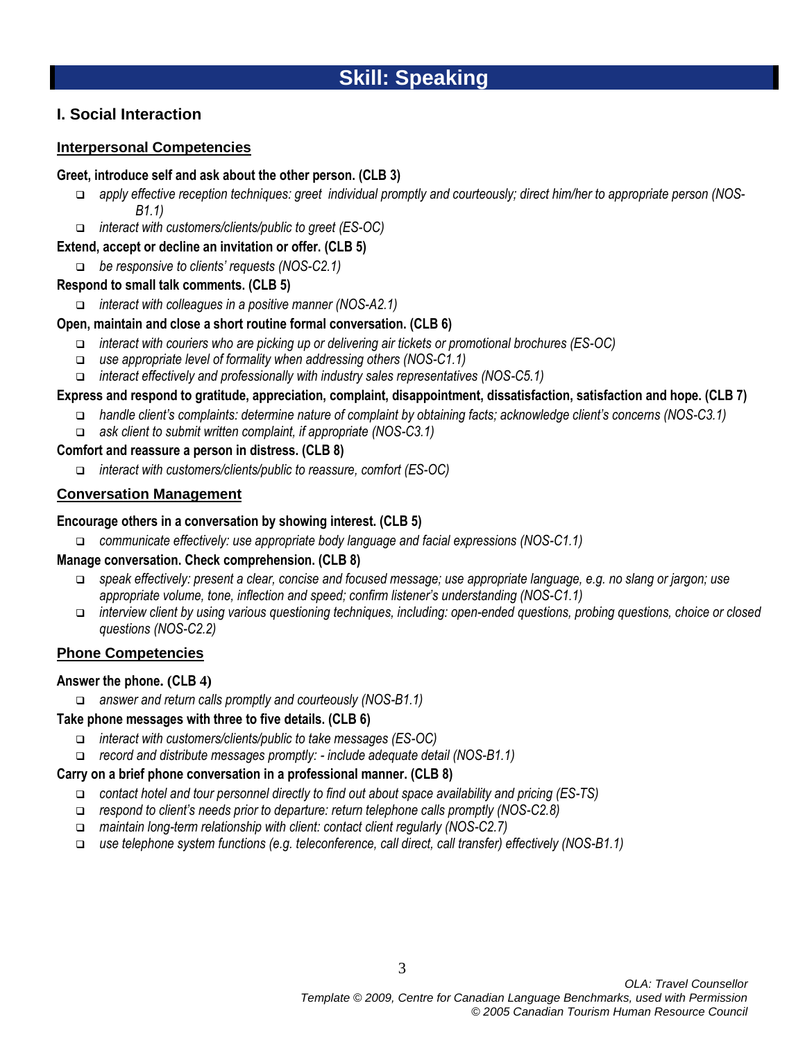# Skill: Speaking

## I. Social Interaction

### Interpersonal Competencies

**Greet, introduce self and ask about the other person. (CLB 3)**

- *apply effective reception techniques: greet individual promptly and courteously; direct him/her to appropriate person (NOS-B1.1)*
- *interact with customers/clients/public to greet (ES-OC)*

**Extend, accept or decline an invitation or offer. (CLB 5)**

- *be responsive to clients' requests (NOS-C2.1)*

**Respond to small talk comments. (CLB 5)**

- *interact with colleagues in a positive manner (NOS-A2.1)*

**Open, maintain and close a short routine formal conversation. (CLB 6)**

- *interact with couriers who are picking up or delivering air tickets or promotional brochures (ES-OC)*
- *use appropriate level of formality when addressing others (NOS-C1.1)*
- *interact effectively and professionally with industry sales representatives (NOS-C5.1)*

**Express and respond to gratitude, appreciation, complaint, disappointment, dissatisfaction, satisfaction and hope. (CLB 7)**

- *handle client's complaints: determine nature of complaint by obtaining facts; acknowledge client's concerns (NOS-C3.1)*
- *ask client to submit written complaint, if appropriate (NOS-C3.1)*

**Comfort and reassure a person in distress. (CLB 8)**

- *interact with customers/clients/public to reassure, comfort (ES-OC)*

### Conversation Management

**Encourage others in a conversation by showing interest. (CLB 5)**

- *communicate effectively: use appropriate body language and facial expressions (NOS-C1.1)*

**Manage conversation. Check comprehension. (CLB 8)**

- *speak effectively: present a clear, concise and focused message; use appropriate language, e.g. no slang or jargon; use appropriate volume, tone, inflection and speed; confirm listener's understanding (NOS-C1.1)*
- *interview client by using various questioning techniques, including: open-ended questions, probing questions, choice or closed questions (NOS-C2.2)*

### Phone Competencies

**Answer the phone. (CLB 4)**

- *answer and return calls promptly and courteously (NOS-B1.1)*

**Take phone messages with three to five details. (CLB 6)**

- *interact with customers/clients/public to take messages (ES-OC)*
- *record and distribute messages promptly: - include adequate detail (NOS-B1.1)*

**Carry on a brief phone conversation in a professional manner. (CLB 8)**

- *contact hotel and tour personnel directly to find out about space availability and pricing (ES-TS)*
- *respond to client's needs prior to departure: return telephone calls promptly (NOS-C2.8)*
- *maintain long-term relationship with client: contact client regularly (NOS-C2.7)*
- *use telephone system functions (e.g. teleconference, call direct, call transfer) effectively (NOS-B1.1)*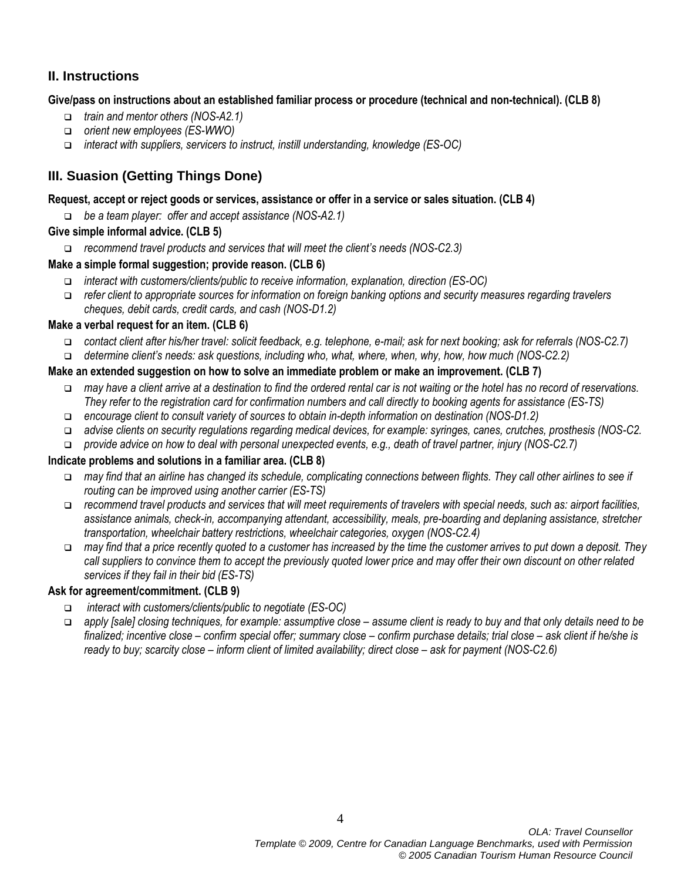## II. Instructions

**Give/pass on instructions about an established familiar process or procedure (technical and non-technical). (CLB 8)**

- *train and mentor others (NOS-A2.1)*
- *orient new employees (ES-WWO)*
- *interact with suppliers, servicers to instruct, instill understanding, knowledge (ES-OC)*

## III. Suasion (Getting Things Done)

**Request, accept or reject goods or services, assistance or offer in a service or sales situation. (CLB 4)**

- *be a team player: offer and accept assistance (NOS-A2.1)*

**Give simple informal advice. (CLB 5)**

- *recommend travel products and services that will meet the client's needs (NOS-C2.3)*

**Make a simple formal suggestion; provide reason. (CLB 6)**

- *interact with customers/clients/public to receive information, explanation, direction (ES-OC)*
- *refer client to appropriate sources for information on foreign banking options and security measures regarding travelers cheques, debit cards, credit cards, and cash (NOS-D1.2)*

**Make a verbal request for an item. (CLB 6)**

- *contact client after his/her travel: solicit feedback, e.g. telephone, e-mail; ask for next booking; ask for referrals (NOS-C2.7)*
- *determine client's needs: ask questions, including who, what, where, when, why, how, how much (NOS-C2.2)*

**Make an extended suggestion on how to solve an immediate problem or make an improvement. (CLB 7)**

- *may have a client arrive at a destination to find the ordered rental car is not waiting or the hotel has no record of reservations. They refer to the registration card for confirmation numbers and call directly to booking agents for assistance (ES-TS)*
- *encourage client to consult variety of sources to obtain in-depth information on destination (NOS-D1.2)*
- *advise clients on security regulations regarding medical devices, for example: syringes, canes, crutches, prosthesis (NOS-C2.*
- *provide advice on how to deal with personal unexpected events, e.g., death of travel partner, injury (NOS-C2.7)*

**Indicate problems and solutions in a familiar area. (CLB 8)**

- *may find that an airline has changed its schedule, complicating connections between flights. They call other airlines to see if routing can be improved using another carrier (ES-TS)*
- *recommend travel products and services that will meet requirements of travelers with special needs, such as: airport facilities, assistance animals, check-in, accompanying attendant, accessibility, meals, pre-boarding and deplaning assistance, stretcher transportation, wheelchair battery restrictions, wheelchair categories, oxygen (NOS-C2.4)*
- *may find that a price recently quoted to a customer has increased by the time the customer arrives to put down a deposit. They call suppliers to convince them to accept the previously quoted lower price and may offer their own discount on other related services if they fail in their bid (ES-TS)*

**Ask for agreement/commitment. (CLB 9)**

- *interact with customers/clients/public to negotiate (ES-OC)*
- *apply [sale] closing techniques, for example: assumptive close – assume client is ready to buy and that only details need to be finalized; incentive close – confirm special offer; summary close – confirm purchase details; trial close – ask client if he/she is ready to buy; scarcity close – inform client of limited availability; direct close – ask for payment (NOS-C2.6)*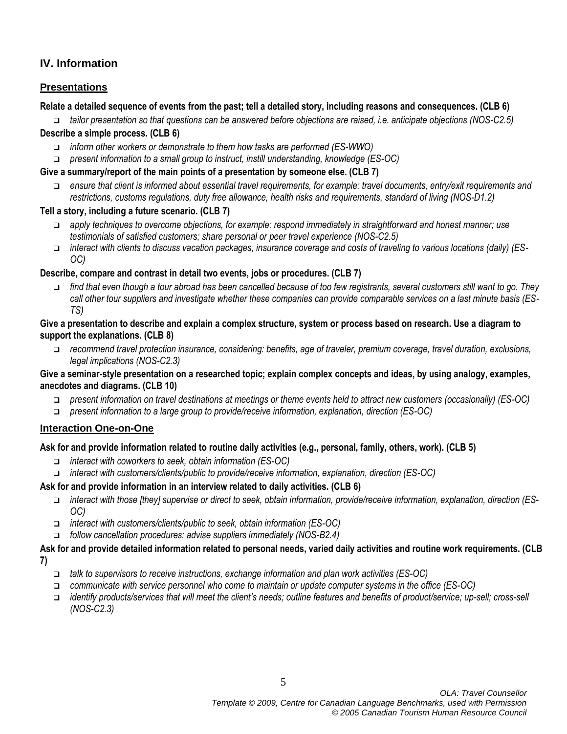## IV. Information

### Presentations

**Relate a detailed sequence of events from the past; tell a detailed story, including reasons and consequences. (CLB 6)**

- *tailor presentation so that questions can be answered before objections are raised, i.e. anticipate objections (NOS-C2.5)*

**Describe a simple process. (CLB 6)**

- *inform other workers or demonstrate to them how tasks are performed (ES-WWO)*
- *present information to a small group to instruct, instill understanding, knowledge (ES-OC)*

**Give a summary/report of the main points of a presentation by someone else. (CLB 7)**

- *ensure that client is informed about essential travel requirements, for example: travel documents, entry/exit requirements and restrictions, customs regulations, duty free allowance, health risks and requirements, standard of living (NOS-D1.2)*

**Tell a story, including a future scenario. (CLB 7)**

- *apply techniques to overcome objections, for example: respond immediately in straightforward and honest manner; use testimonials of satisfied customers; share personal or peer travel experience (NOS-C2.5)*
- *interact with clients to discuss vacation packages, insurance coverage and costs of traveling to various locations (daily) (ES-OC)*

**Describe, compare and contrast in detail two events, jobs or procedures. (CLB 7)**

- *find that even though a tour abroad has been cancelled because of too few registrants, several customers still want to go. They call other tour suppliers and investigate whether these companies can provide comparable services on a last minute basis (ES-TS)*

**Give a presentation to describe and explain a complex structure, system or process based on research. Use a diagram to support the explanations. (CLB 8)**

- *recommend travel protection insurance, considering: benefits, age of traveler, premium coverage, travel duration, exclusions, legal implications (NOS-C2.3)*

**Give a seminar-style presentation on a researched topic; explain complex concepts and ideas, by using analogy, examples, anecdotes and diagrams. (CLB 10)**

- *present information on travel destinations at meetings or theme events held to attract new customers (occasionally) (ES-OC)*
- *present information to a large group to provide/receive information, explanation, direction (ES-OC)*

### Interaction One-on-One

**Ask for and provide information related to routine daily activities (e.g., personal, family, others, work). (CLB 5)**

- *interact with coworkers to seek, obtain information (ES-OC)*
- *interact with customers/clients/public to provide/receive information, explanation, direction (ES-OC)*

**Ask for and provide information in an interview related to daily activities. (CLB 6)**

- *interact with those [they] supervise or direct to seek, obtain information, provide/receive information, explanation, direction (ES-OC)*
- *interact with customers/clients/public to seek, obtain information (ES-OC)*
- *follow cancellation procedures: advise suppliers immediately (NOS-B2.4)*

**Ask for and provide detailed information related to personal needs, varied daily activities and routine work requirements. (CLB 7)**

- *talk to supervisors to receive instructions, exchange information and plan work activities (ES-OC)*
- *communicate with service personnel who come to maintain or update computer systems in the office (ES-OC)*
- *identify products/services that will meet the client's needs; outline features and benefits of product/service; up-sell; cross-sell (NOS-C2.3)*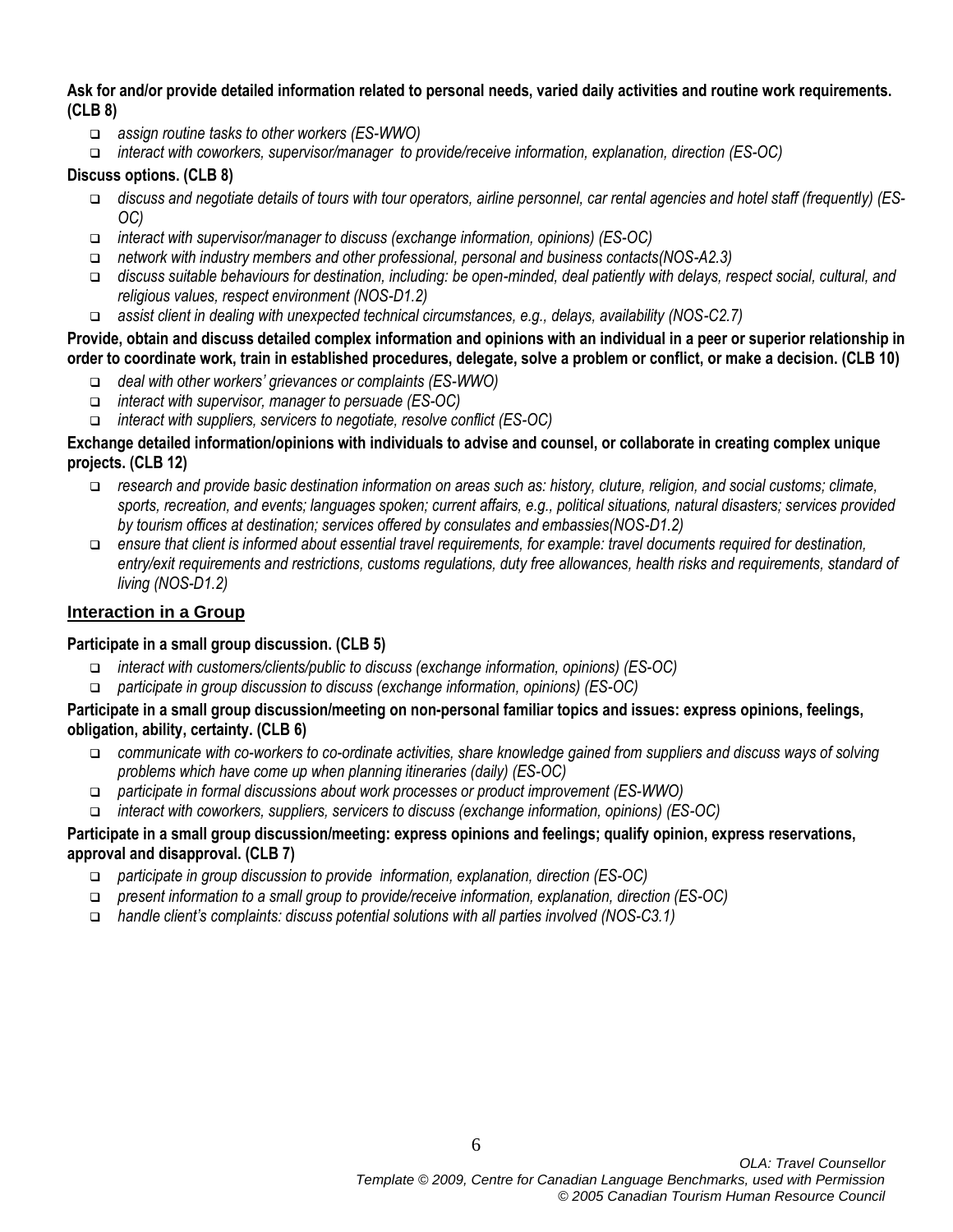**Ask for and/or provide detailed information related to personal needs, varied daily activities and routine work requirements. (CLB 8)**

- *assign routine tasks to other workers (ES-WWO)*
- *interact with coworkers, supervisor/manager to provide/receive information, explanation, direction (ES-OC)*

**Discuss options. (CLB 8)**

- *discuss and negotiate details of tours with tour operators, airline personnel, car rental agencies and hotel staff (frequently) (ES-OC)*
- *interact with supervisor/manager to discuss (exchange information, opinions) (ES-OC)*
- *network with industry members and other professional, personal and business contacts(NOS-A2.3)*
- *discuss suitable behaviours for destination, including: be open-minded, deal patiently with delays, respect social, cultural, and religious values, respect environment (NOS-D1.2)*
- *assist client in dealing with unexpected technical circumstances, e.g., delays, availability (NOS-C2.7)*

**Provide, obtain and discuss detailed complex information and opinions with an individual in a peer or superior relationship in order to coordinate work, train in established procedures, delegate, solve a problem or conflict, or make a decision. (CLB 10)**

- *deal with other workers' grievances or complaints (ES-WWO)*
- *interact with supervisor, manager to persuade (ES-OC)*
- *interact with suppliers, servicers to negotiate, resolve conflict (ES-OC)*

**Exchange detailed information/opinions with individuals to advise and counsel, or collaborate in creating complex unique projects. (CLB 12)**

- *research and provide basic destination information on areas such as: history, cluture, religion, and social customs; climate, sports, recreation, and events; languages spoken; current affairs, e.g., political situations, natural disasters; services provided by tourism offices at destination; services offered by consulates and embassies(NOS-D1.2)*
- *ensure that client is informed about essential travel requirements, for example: travel documents required for destination, entry/exit requirements and restrictions, customs regulations, duty free allowances, health risks and requirements, standard of living (NOS-D1.2)*

## Interaction in a Group

**Participate in a small group discussion. (CLB 5)**

- *interact with customers/clients/public to discuss (exchange information, opinions) (ES-OC)*
- *participate in group discussion to discuss (exchange information, opinions) (ES-OC)*

**Participate in a small group discussion/meeting on non-personal familiar topics and issues: express opinions, feelings, obligation, ability, certainty. (CLB 6)**

- *communicate with co-workers to co-ordinate activities, share knowledge gained from suppliers and discuss ways of solving problems which have come up when planning itineraries (daily) (ES-OC)*
- *participate in formal discussions about work processes or product improvement (ES-WWO)*
- *interact with coworkers, suppliers, servicers to discuss (exchange information, opinions) (ES-OC)*

**Participate in a small group discussion/meeting: express opinions and feelings; qualify opinion, express reservations, approval and disapproval. (CLB 7)**

- *participate in group discussion to provide information, explanation, direction (ES-OC)*
- *present information to a small group to provide/receive information, explanation, direction (ES-OC)*
- *handle client's complaints: discuss potential solutions with all parties involved (NOS-C3.1)*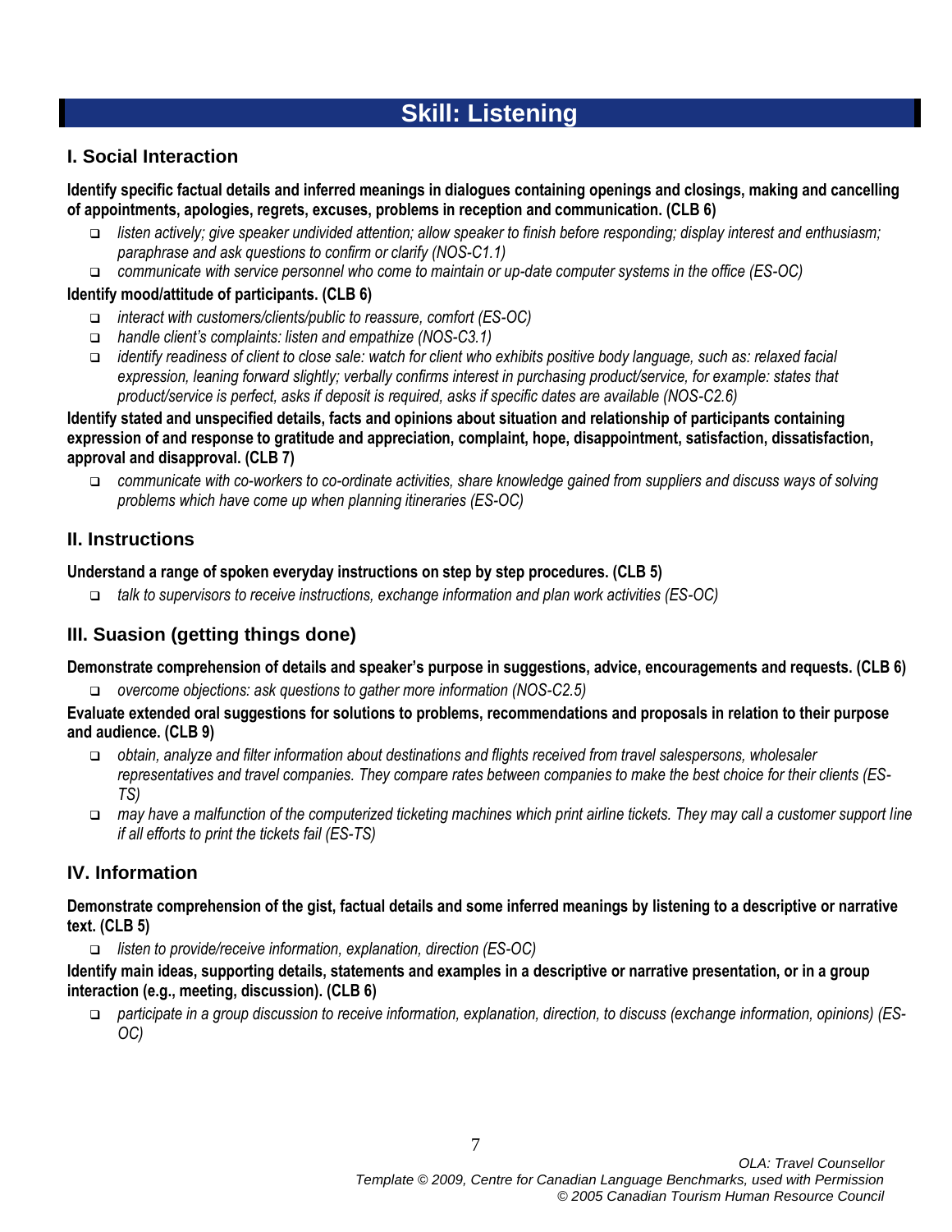# Skill: Listening

## I. Social Interaction

**Identify specific factual details and inferred meanings in dialogues containing openings and closings, making and cancelling of appointments, apologies, regrets, excuses, problems in reception and communication. (CLB 6)**

- *listen actively; give speaker undivided attention; allow speaker to finish before responding; display interest and enthusiasm; paraphrase and ask questions to confirm or clarify (NOS-C1.1)*
- *communicate with service personnel who come to maintain or up-date computer systems in the office (ES-OC)*

**Identify mood/attitude of participants. (CLB 6)**

- *interact with customers/clients/public to reassure, comfort (ES-OC)*
- *handle client's complaints: listen and empathize (NOS-C3.1)*
- *identify readiness of client to close sale: watch for client who exhibits positive body language, such as: relaxed facial expression, leaning forward slightly; verbally confirms interest in purchasing product/service, for example: states that product/service is perfect, asks if deposit is required, asks if specific dates are available (NOS-C2.6)*

**Identify stated and unspecified details, facts and opinions about situation and relationship of participants containing expression of and response to gratitude and appreciation, complaint, hope, disappointment, satisfaction, dissatisfaction, approval and disapproval. (CLB 7)**

- *communicate with co-workers to co-ordinate activities, share knowledge gained from suppliers and discuss ways of solving problems which have come up when planning itineraries (ES-OC)*

## II. Instructions

**Understand a range of spoken everyday instructions on step by step procedures. (CLB 5)**

- *talk to supervisors to receive instructions, exchange information and plan work activities (ES-OC)*

## III. Suasion (getting things done)

**Demonstrate comprehension of details and speaker's purpose in suggestions, advice, encouragements and requests. (CLB 6)**

- *overcome objections: ask questions to gather more information (NOS-C2.5)*

**Evaluate extended oral suggestions for solutions to problems, recommendations and proposals in relation to their purpose and audience. (CLB 9)**

- *obtain, analyze and filter information about destinations and flights received from travel salespersons, wholesaler representatives and travel companies. They compare rates between companies to make the best choice for their clients (ES-TS)*
- *may have a malfunction of the computerized ticketing machines which print airline tickets. They may call a customer support line if all efforts to print the tickets fail (ES-TS)*

## IV. Information

**Demonstrate comprehension of the gist, factual details and some inferred meanings by listening to a descriptive or narrative text. (CLB 5)**

- *listen to provide/receive information, explanation, direction (ES-OC)*

**Identify main ideas, supporting details, statements and examples in a descriptive or narrative presentation, or in a group interaction (e.g., meeting, discussion). (CLB 6)**

- *participate in a group discussion to receive information, explanation, direction, to discuss (exchange information, opinions) (ES-OC)*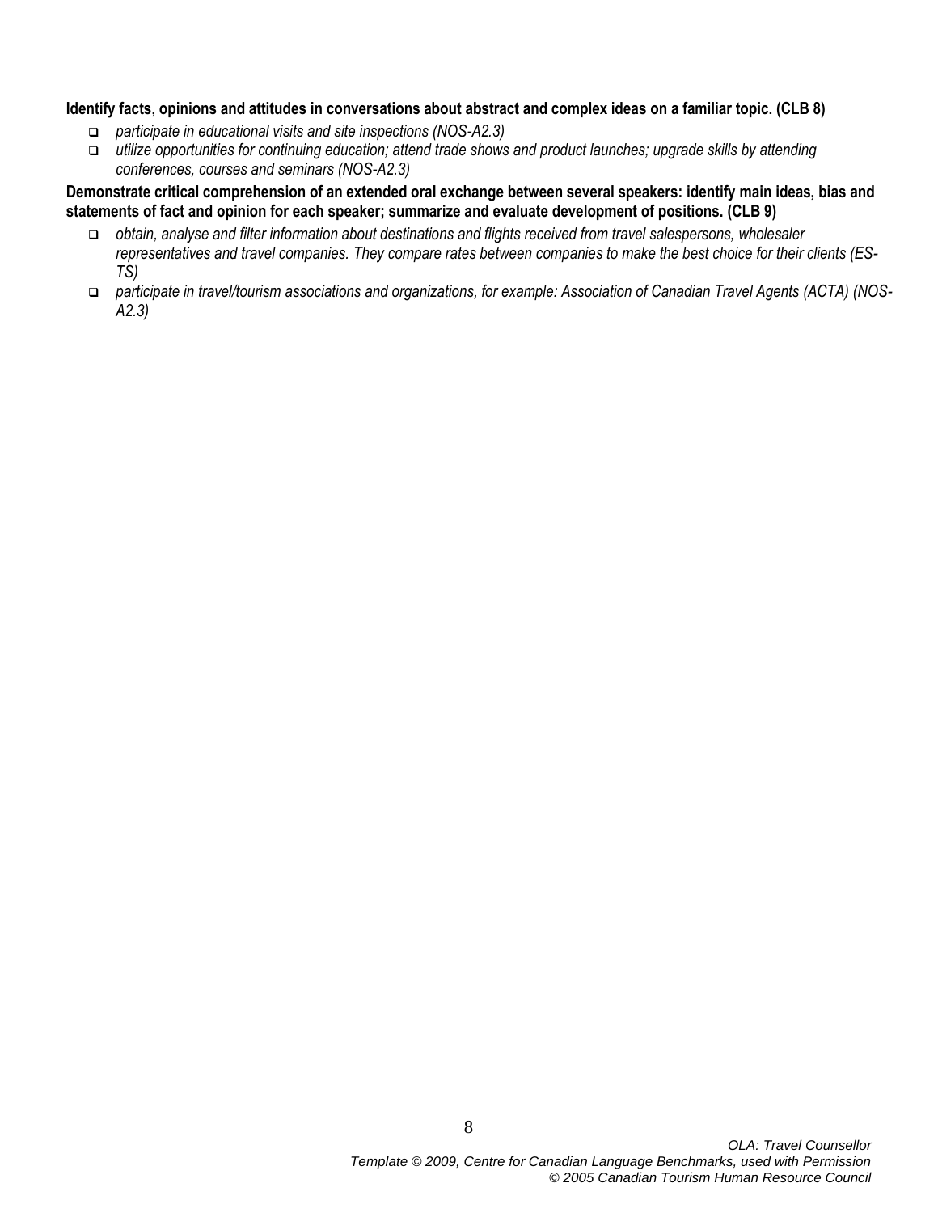**Identify facts, opinions and attitudes in conversations about abstract and complex ideas on a familiar topic. (CLB 8)**

- *participate in educational visits and site inspections (NOS-A2.3)*
- *utilize opportunities for continuing education; attend trade shows and product launches; upgrade skills by attending conferences, courses and seminars (NOS-A2.3)*

**Demonstrate critical comprehension of an extended oral exchange between several speakers: identify main ideas, bias and statements of fact and opinion for each speaker; summarize and evaluate development of positions. (CLB 9)**

- *obtain, analyse and filter information about destinations and flights received from travel salespersons, wholesaler representatives and travel companies. They compare rates between companies to make the best choice for their clients (ES-TS)*
- *participate in travel/tourism associations and organizations, for example: Association of Canadian Travel Agents (ACTA) (NOS-A2.3)*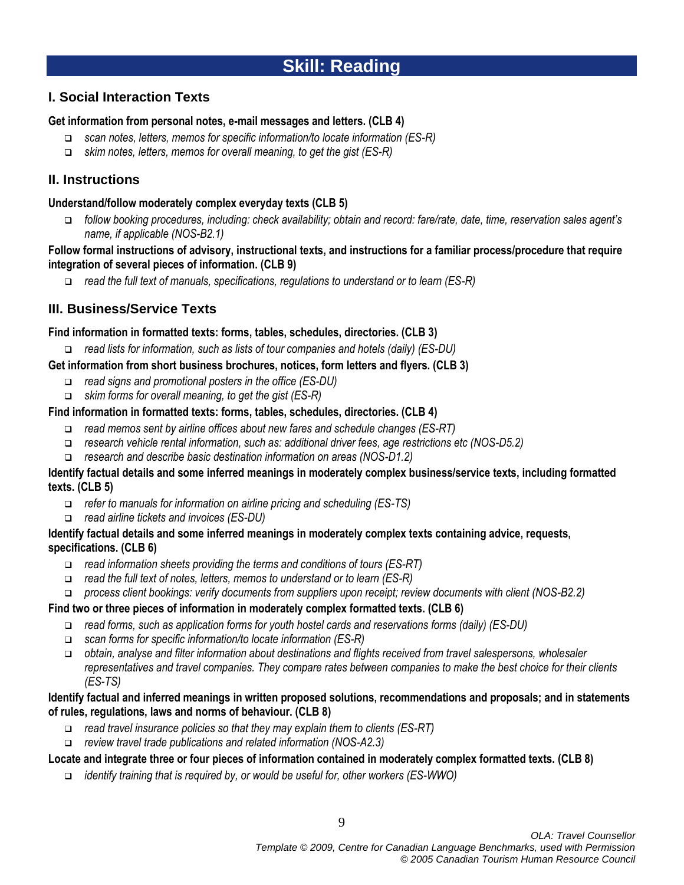# Skill: Reading

## I. Social Interaction Texts

**Get information from personal notes, e-mail messages and letters. (CLB 4)**

- *scan notes, letters, memos for specific information/to locate information (ES-R)*
- *skim notes, letters, memos for overall meaning, to get the gist (ES-R)*

## II. Instructions

**Understand/follow moderately complex everyday texts (CLB 5)**

- *follow booking procedures, including: check availability; obtain and record: fare/rate, date, time, reservation sales agent's name, if applicable (NOS-B2.1)*

**Follow formal instructions of advisory, instructional texts, and instructions for a familiar process/procedure that require integration of several pieces of information. (CLB 9)**

- *read the full text of manuals, specifications, regulations to understand or to learn (ES-R)*

## III. Business/Service Texts

**Find information in formatted texts: forms, tables, schedules, directories. (CLB 3)**

- *read lists for information, such as lists of tour companies and hotels (daily) (ES-DU)*

**Get information from short business brochures, notices, form letters and flyers. (CLB 3)**

- *read signs and promotional posters in the office (ES-DU)*
- *skim forms for overall meaning, to get the gist (ES-R)*

**Find information in formatted texts: forms, tables, schedules, directories. (CLB 4)**

- *read memos sent by airline offices about new fares and schedule changes (ES-RT)*
- *research vehicle rental information, such as: additional driver fees, age restrictions etc (NOS-D5.2)*
- *research and describe basic destination information on areas (NOS-D1.2)*

**Identify factual details and some inferred meanings in moderately complex business/service texts, including formatted texts. (CLB 5)**

- *refer to manuals for information on airline pricing and scheduling (ES-TS)*
- *read airline tickets and invoices (ES-DU)*

**Identify factual details and some inferred meanings in moderately complex texts containing advice, requests, specifications. (CLB 6)**

- *read information sheets providing the terms and conditions of tours (ES-RT)*
- *read the full text of notes, letters, memos to understand or to learn (ES-R)*
- *process client bookings: verify documents from suppliers upon receipt; review documents with client (NOS-B2.2)*

**Find two or three pieces of information in moderately complex formatted texts. (CLB 6)**

- *read forms, such as application forms for youth hostel cards and reservations forms (daily) (ES-DU)*
- *scan forms for specific information/to locate information (ES-R)*
- *obtain, analyse and filter information about destinations and flights received from travel salespersons, wholesaler representatives and travel companies. They compare rates between companies to make the best choice for their clients (ES-TS)*

**Identify factual and inferred meanings in written proposed solutions, recommendations and proposals; and in statements of rules, regulations, laws and norms of behaviour. (CLB 8)**

- *read travel insurance policies so that they may explain them to clients (ES-RT)*
- *review travel trade publications and related information (NOS-A2.3)*

**Locate and integrate three or four pieces of information contained in moderately complex formatted texts. (CLB 8)**

- *identify training that is required by, or would be useful for, other workers (ES-WWO)*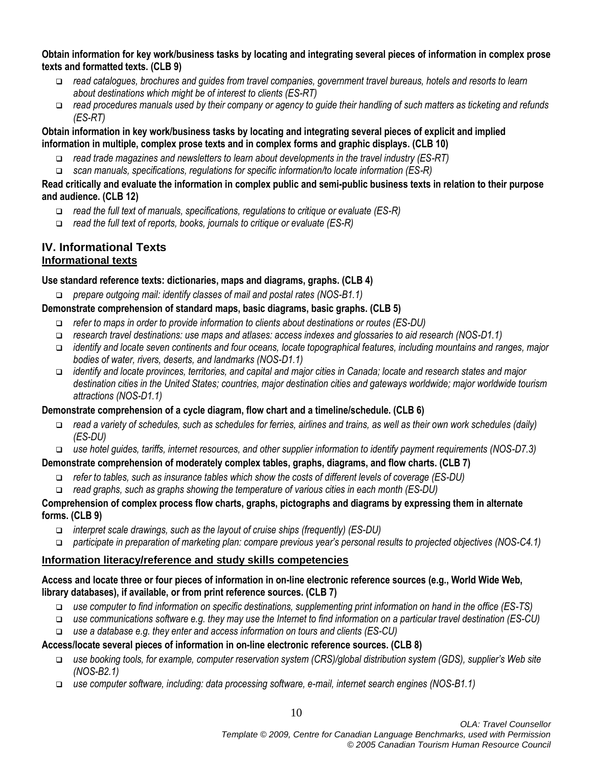**Obtain information for key work/business tasks by locating and integrating several pieces of information in complex prose texts and formatted texts. (CLB 9)**

- *read catalogues, brochures and guides from travel companies, government travel bureaus, hotels and resorts to learn about destinations which might be of interest to clients (ES-RT)*
- *read procedures manuals used by their company or agency to guide their handling of such matters as ticketing and refunds (ES-RT)*

**Obtain information in key work/business tasks by locating and integrating several pieces of explicit and implied information in multiple, complex prose texts and in complex forms and graphic displays. (CLB 10)**

- *read trade magazines and newsletters to learn about developments in the travel industry (ES-RT)*
- *scan manuals, specifications, regulations for specific information/to locate information (ES-R)*

**Read critically and evaluate the information in complex public and semi-public business texts in relation to their purpose and audience. (CLB 12)**

- *read the full text of manuals, specifications, regulations to critique or evaluate (ES-R)*
- *read the full text of reports, books, journals to critique or evaluate (ES-R)*

## IV. Informational Texts

### Informational texts

**Use standard reference texts: dictionaries, maps and diagrams, graphs. (CLB 4)**

- *prepare outgoing mail: identify classes of mail and postal rates (NOS-B1.1)*

**Demonstrate comprehension of standard maps, basic diagrams, basic graphs. (CLB 5)**

- *refer to maps in order to provide information to clients about destinations or routes (ES-DU)*
- *research travel destinations: use maps and atlases: access indexes and glossaries to aid research (NOS-D1.1)*
- *identify and locate seven continents and four oceans, locate topographical features, including mountains and ranges, major bodies of water, rivers, deserts, and landmarks (NOS-D1.1)*
- *identify and locate provinces, territories, and capital and major cities in Canada; locate and research states and major destination cities in the United States; countries, major destination cities and gateways worldwide; major worldwide tourism attractions (NOS-D1.1)*

**Demonstrate comprehension of a cycle diagram, flow chart and a timeline/schedule. (CLB 6)**

- *read a variety of schedules, such as schedules for ferries, airlines and trains, as well as their own work schedules (daily) (ES-DU)*
- *use hotel guides, tariffs, internet resources, and other supplier information to identify payment requirements (NOS-D7.3)*

**Demonstrate comprehension of moderately complex tables, graphs, diagrams, and flow charts. (CLB 7)**

- *refer to tables, such as insurance tables which show the costs of different levels of coverage (ES-DU)*
- *read graphs, such as graphs showing the temperature of various cities in each month (ES-DU)*

**Comprehension of complex process flow charts, graphs, pictographs and diagrams by expressing them in alternate forms. (CLB 9)**

- *interpret scale drawings, such as the layout of cruise ships (frequently) (ES-DU)*
- *participate in preparation of marketing plan: compare previous year's personal results to projected objectives (NOS-C4.1)*

### Information literacy/reference and study skills competencies

**Access and locate three or four pieces of information in on-line electronic reference sources (e.g., World Wide Web, library databases), if available, or from print reference sources. (CLB 7)**

- *use computer to find information on specific destinations, supplementing print information on hand in the office (ES-TS)*
- *use communications software e.g. they may use the Internet to find information on a particular travel destination (ES-CU)*
- *use a database e.g. they enter and access information on tours and clients (ES-CU)*

**Access/locate several pieces of information in on-line electronic reference sources. (CLB 8)**

- *use booking tools, for example, computer reservation system (CRS)/global distribution system (GDS), supplier's Web site (NOS-B2.1)*
- *use computer software, including: data processing software, e-mail, internet search engines (NOS-B1.1)*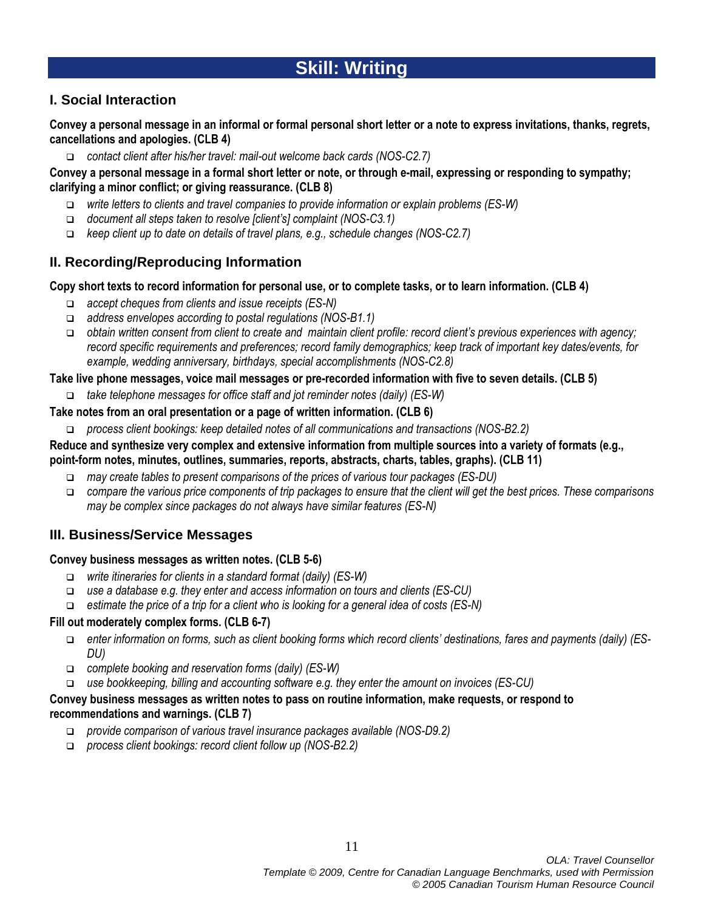# Skill: Writing

## I. Social Interaction

**Convey a personal message in an informal or formal personal short letter or a note to express invitations, thanks, regrets, cancellations and apologies. (CLB 4)**

- *contact client after his/her travel: mail-out welcome back cards (NOS-C2.7)*

**Convey a personal message in a formal short letter or note, or through e-mail, expressing or responding to sympathy; clarifying a minor conflict; or giving reassurance. (CLB 8)**

- *write letters to clients and travel companies to provide information or explain problems (ES-W)*
- *document all steps taken to resolve [client's] complaint (NOS-C3.1)*
- *keep client up to date on details of travel plans, e.g., schedule changes (NOS-C2.7)*

## II. Recording/Reproducing Information

**Copy short texts to record information for personal use, or to complete tasks, or to learn information. (CLB 4)**

- *accept cheques from clients and issue receipts (ES-N)*
- *address envelopes according to postal regulations (NOS-B1.1)*
- *obtain written consent from client to create and maintain client profile: record client's previous experiences with agency; record specific requirements and preferences; record family demographics; keep track of important key dates/events, for example, wedding anniversary, birthdays, special accomplishments (NOS-C2.8)*

**Take live phone messages, voice mail messages or pre-recorded information with five to seven details. (CLB 5)**

- *take telephone messages for office staff and jot reminder notes (daily) (ES-W)*

**Take notes from an oral presentation or a page of written information. (CLB 6)**

- *process client bookings: keep detailed notes of all communications and transactions (NOS-B2.2)*

**Reduce and synthesize very complex and extensive information from multiple sources into a variety of formats (e.g., point-form notes, minutes, outlines, summaries, reports, abstracts, charts, tables, graphs). (CLB 11)**

- *may create tables to present comparisons of the prices of various tour packages (ES-DU)*
- *compare the various price components of trip packages to ensure that the client will get the best prices. These comparisons may be complex since packages do not always have similar features (ES-N)*

## III. Business/Service Messages

**Convey business messages as written notes. (CLB 5-6)**

- *write itineraries for clients in a standard format (daily) (ES-W)*
- *use a database e.g. they enter and access information on tours and clients (ES-CU)*
- *estimate the price of a trip for a client who is looking for a general idea of costs (ES-N)*

**Fill out moderately complex forms. (CLB 6-7)**

- *enter information on forms, such as client booking forms which record clients' destinations, fares and payments (daily) (ES-DU)*
- *complete booking and reservation forms (daily) (ES-W)*
- *use bookkeeping, billing and accounting software e.g. they enter the amount on invoices (ES-CU)*

**Convey business messages as written notes to pass on routine information, make requests, or respond to recommendations and warnings. (CLB 7)**

- *provide comparison of various travel insurance packages available (NOS-D9.2)*
- *process client bookings: record client follow up (NOS-B2.2)*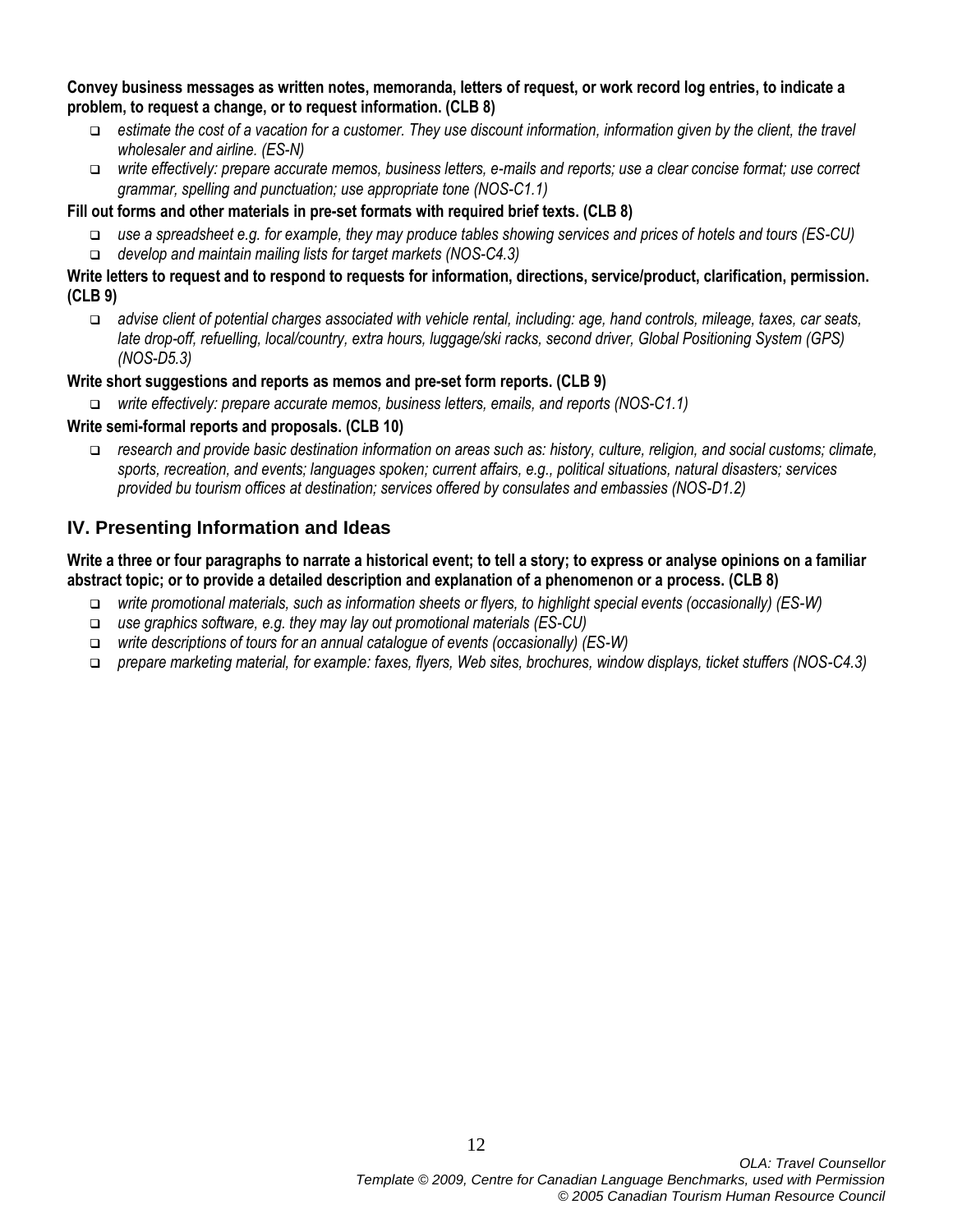**Convey business messages as written notes, memoranda, letters of request, or work record log entries, to indicate a problem, to request a change, or to request information. (CLB 8)**

- *estimate the cost of a vacation for a customer. They use discount information, information given by the client, the travel wholesaler and airline. (ES-N)*
- *write effectively: prepare accurate memos, business letters, e-mails and reports; use a clear concise format; use correct grammar, spelling and punctuation; use appropriate tone (NOS-C1.1)*

**Fill out forms and other materials in pre-set formats with required brief texts. (CLB 8)**

- *use a spreadsheet e.g. for example, they may produce tables showing services and prices of hotels and tours (ES-CU)*
- *develop and maintain mailing lists for target markets (NOS-C4.3)*

**Write letters to request and to respond to requests for information, directions, service/product, clarification, permission. (CLB 9)**

- *advise client of potential charges associated with vehicle rental, including: age, hand controls, mileage, taxes, car seats, late drop-off, refuelling, local/country, extra hours, luggage/ski racks, second driver, Global Positioning System (GPS) (NOS-D5.3)*

**Write short suggestions and reports as memos and pre-set form reports. (CLB 9)**

- *write effectively: prepare accurate memos, business letters, emails, and reports (NOS-C1.1)*

**Write semi-formal reports and proposals. (CLB 10)**

- *research and provide basic destination information on areas such as: history, culture, religion, and social customs; climate, sports, recreation, and events; languages spoken; current affairs, e.g., political situations, natural disasters; services provided bu tourism offices at destination; services offered by consulates and embassies (NOS-D1.2)*

## IV. Presenting Information and Ideas

**Write a three or four paragraphs to narrate a historical event; to tell a story; to express or analyse opinions on a familiar abstract topic; or to provide a detailed description and explanation of a phenomenon or a process. (CLB 8)**

- *write promotional materials, such as information sheets or flyers, to highlight special events (occasionally) (ES-W)*
- *use graphics software, e.g. they may lay out promotional materials (ES-CU)*
- *write descriptions of tours for an annual catalogue of events (occasionally) (ES-W)*
- *prepare marketing material, for example: faxes, flyers, Web sites, brochures, window displays, ticket stuffers (NOS-C4.3)*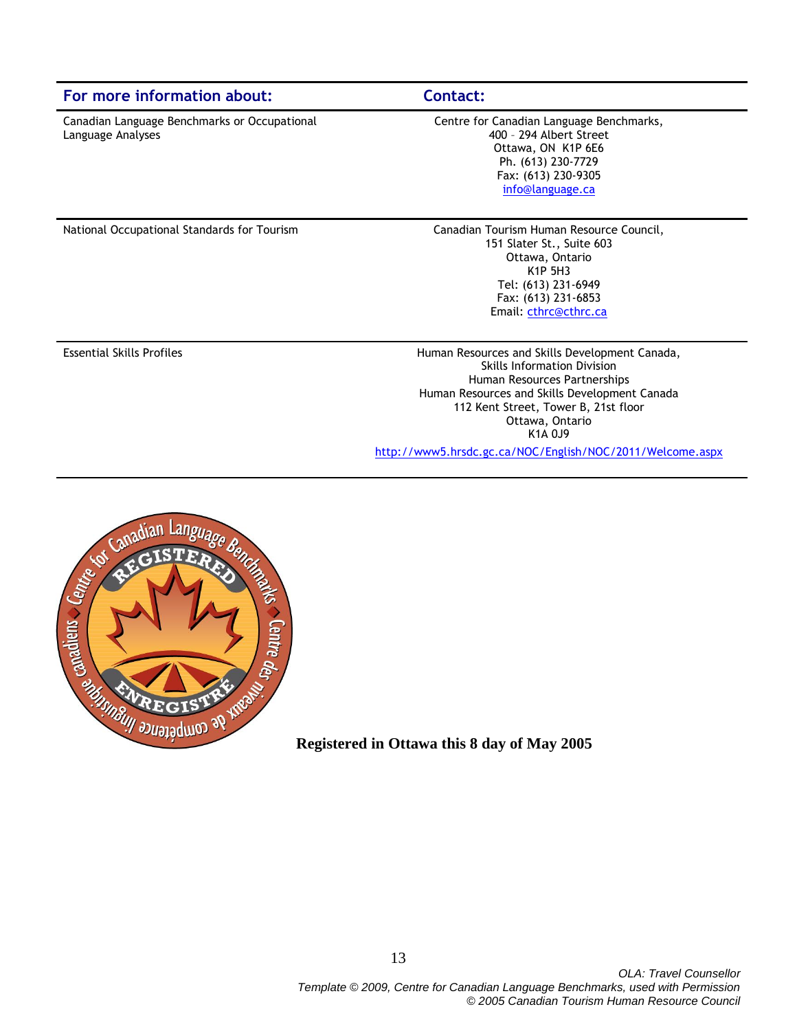| For more information about: | Contact: |
|---|---|
| Canadian Language Benchmarks or Occupational Language Analyses | Centre for Canadian Language Benchmarks,<br>400 – 294 Albert Street<br>Ottawa, ON K1P 6E6<br>Ph. (613) 230-7729<br>Fax: (613) 230-9305<br>info@language.ca |
| National Occupational Standards for Tourism | Canadian Tourism Human Resource Council,<br>151 Slater St., Suite 603<br>Ottawa, Ontario<br>K1P 5H3<br>Tel: (613) 231-6949<br>Fax: (613) 231-6853<br>Email: cthrc@cthrc.ca |
| Essential Skills Profiles | Human Resources and Skills Development Canada,<br>Skills Information Division<br>Human Resources Partnerships<br>Human Resources and Skills Development Canada<br>112 Kent Street, Tower B, 21st floor<br>Ottawa, Ontario<br>K1A 0J9<br>http://www5.hrsdc.gc.ca/NOC/English/NOC/2011/Welcome.aspx |

**Registered in Ottawa this 8 day of May 2005**